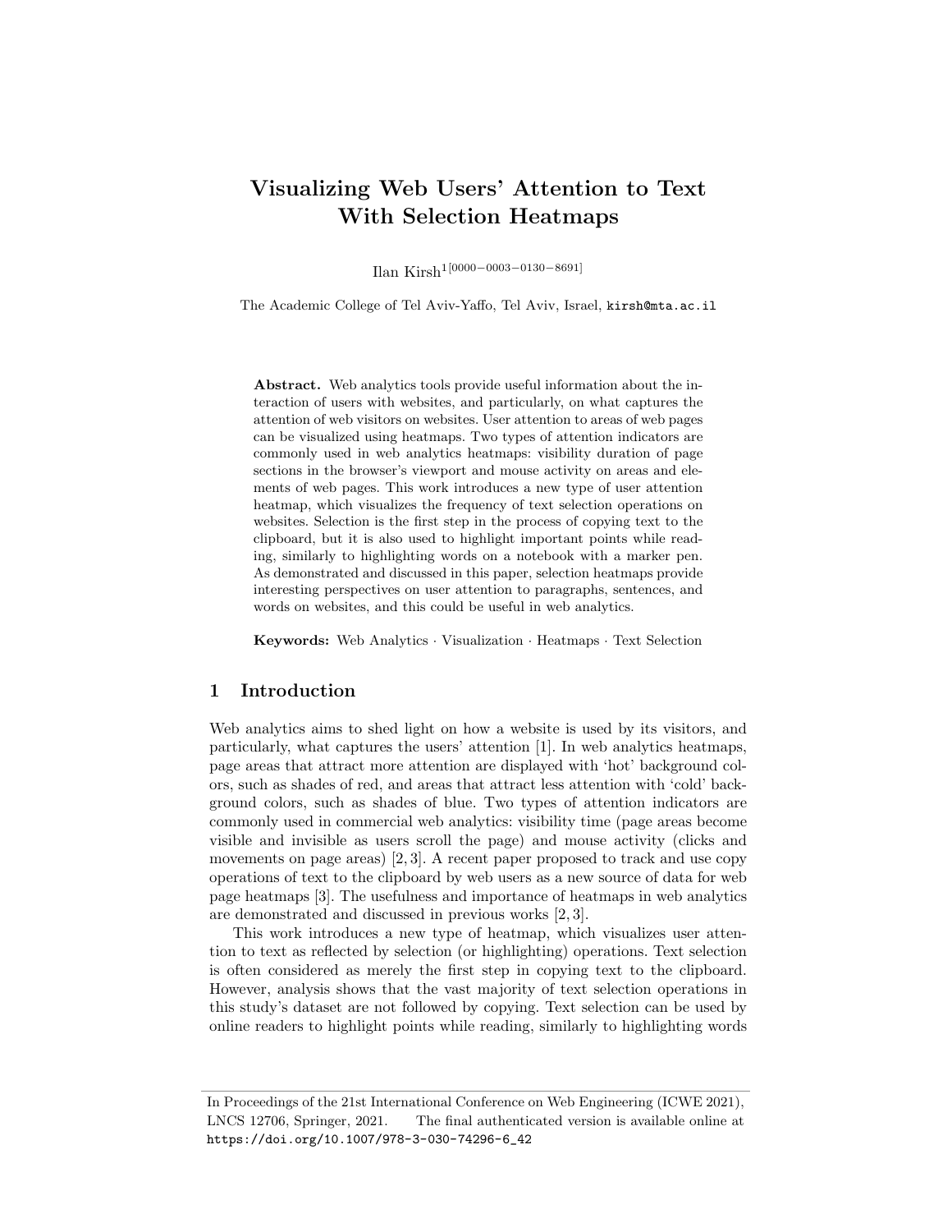# Visualizing Web Users' Attention to Text With Selection Heatmaps

Ilan Kirsh[1[0000−0003−0130−8691]]

The Academic College of Tel Aviv-Yaffo, Tel Aviv, Israel, kirsh@mta.ac.il

**Abstract.** Web analytics tools provide useful information about the interaction of users with websites, and particularly, on what captures the attention of web visitors on websites. User attention to areas of web pages can be visualized using heatmaps. Two types of attention indicators are commonly used in web analytics heatmaps: visibility duration of page sections in the browser's viewport and mouse activity on areas and elements of web pages. This work introduces a new type of user attention heatmap, which visualizes the frequency of text selection operations on websites. Selection is the first step in the process of copying text to the clipboard, but it is also used to highlight important points while reading, similarly to highlighting words on a notebook with a marker pen. As demonstrated and discussed in this paper, selection heatmaps provide interesting perspectives on user attention to paragraphs, sentences, and words on websites, and this could be useful in web analytics.

**Keywords:** Web Analytics · Visualization · Heatmaps · Text Selection

## 1 Introduction

Web analytics aims to shed light on how a website is used by its visitors, and particularly, what captures the users' attention [1]. In web analytics heatmaps, page areas that attract more attention are displayed with 'hot' background colors, such as shades of red, and areas that attract less attention with 'cold' background colors, such as shades of blue. Two types of attention indicators are commonly used in commercial web analytics: visibility time (page areas become visible and invisible as users scroll the page) and mouse activity (clicks and movements on page areas) [2, 3]. A recent paper proposed to track and use copy operations of text to the clipboard by web users as a new source of data for web page heatmaps [3]. The usefulness and importance of heatmaps in web analytics are demonstrated and discussed in previous works [2, 3].

This work introduces a new type of heatmap, which visualizes user attention to text as reflected by selection (or highlighting) operations. Text selection is often considered as merely the first step in copying text to the clipboard. However, analysis shows that the vast majority of text selection operations in this study's dataset are not followed by copying. Text selection can be used by online readers to highlight points while reading, similarly to highlighting words

In Proceedings of the 21st International Conference on Web Engineering (ICWE 2021), LNCS 12706, Springer, 2021. The final authenticated version is available online at https://doi.org/10.1007/978-3-030-74296-6_42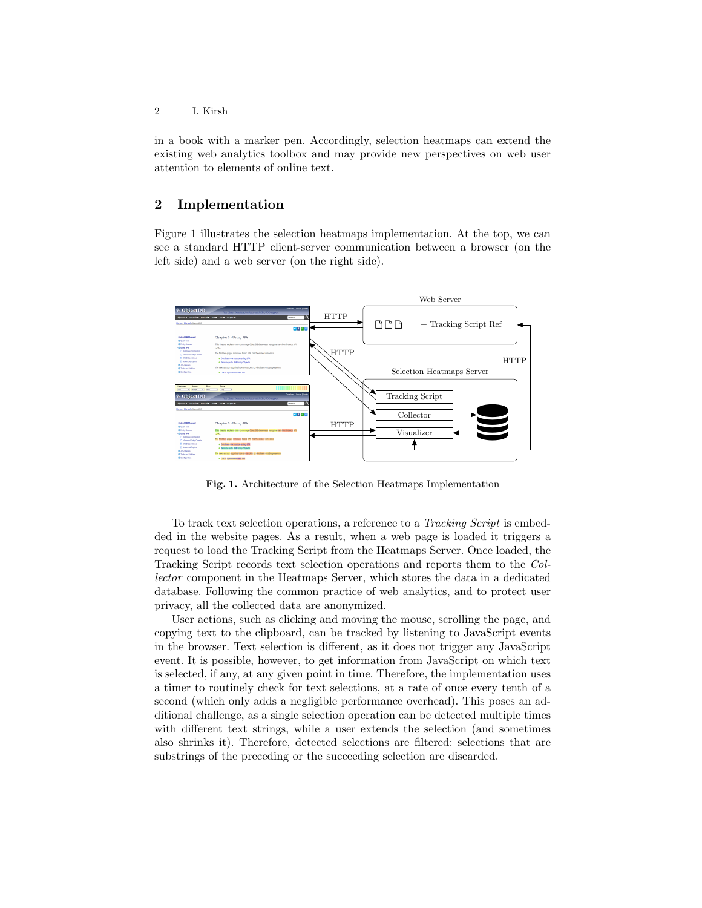in a book with a marker pen. Accordingly, selection heatmaps can extend the existing web analytics toolbox and may provide new perspectives on web user attention to elements of online text.

## 2 Implementation

Figure 1 illustrates the selection heatmaps implementation. At the top, we can see a standard HTTP client-server communication between a browser (on the left side) and a web server (on the right side).

Web Server

HTTP

+ Tracking Script Ref

HTTP

HTTP

Selection Heatmaps Server

Tracking Script

Collector

HTTP

Visualizer

**Fig. 1.** Architecture of the Selection Heatmaps Implementation

To track text selection operations, a reference to a *Tracking Script* is embedded in the website pages. As a result, when a web page is loaded it triggers a request to load the Tracking Script from the Heatmaps Server. Once loaded, the Tracking Script records text selection operations and reports them to the *Collector* component in the Heatmaps Server, which stores the data in a dedicated database. Following the common practice of web analytics, and to protect user privacy, all the collected data are anonymized.

User actions, such as clicking and moving the mouse, scrolling the page, and copying text to the clipboard, can be tracked by listening to JavaScript events in the browser. Text selection is different, as it does not trigger any JavaScript event. It is possible, however, to get information from JavaScript on which text is selected, if any, at any given point in time. Therefore, the implementation uses a timer to routinely check for text selections, at a rate of once every tenth of a second (which only adds a negligible performance overhead). This poses an additional challenge, as a single selection operation can be detected multiple times with different text strings, while a user extends the selection (and sometimes also shrinks it). Therefore, detected selections are filtered: selections that are substrings of the preceding or the succeeding selection are discarded.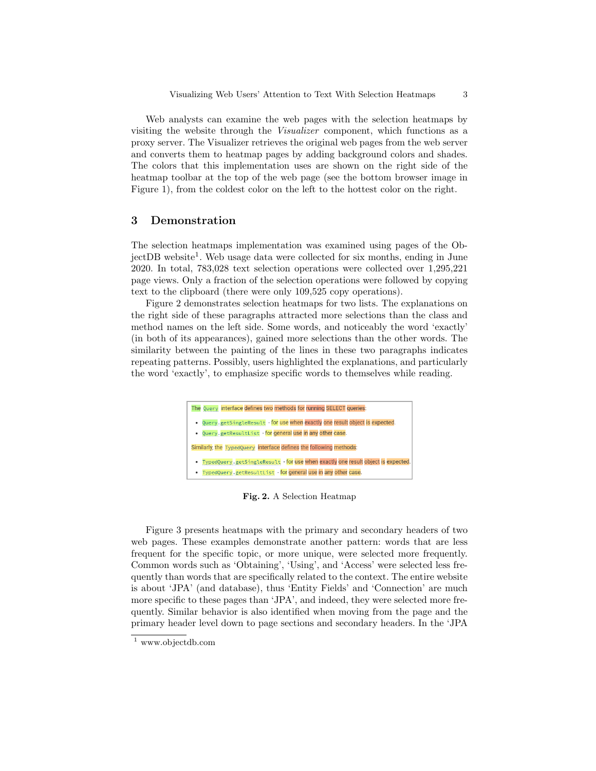Web analysts can examine the web pages with the selection heatmaps by visiting the website through the *Visualizer* component, which functions as a proxy server. The Visualizer retrieves the original web pages from the web server and converts them to heatmap pages by adding background colors and shades. The colors that this implementation uses are shown on the right side of the heatmap toolbar at the top of the web page (see the bottom browser image in Figure 1), from the coldest color on the left to the hottest color on the right.

## 3 Demonstration

The selection heatmaps implementation was examined using pages of the ObjectDB website[1]. Web usage data were collected for six months, ending in June 2020. In total, 783,028 text selection operations were collected over 1,295,221 page views. Only a fraction of the selection operations were followed by copying text to the clipboard (there were only 109,525 copy operations).

Figure 2 demonstrates selection heatmaps for two lists. The explanations on the right side of these paragraphs attracted more selections than the class and method names on the left side. Some words, and noticeably the word 'exactly' (in both of its appearances), gained more selections than the other words. The similarity between the painting of the lines in these two paragraphs indicates repeating patterns. Possibly, users highlighted the explanations, and particularly the word 'exactly', to emphasize specific words to themselves while reading.

The Query interface defines two methods for running SELECT queries:

- Query.getSingleResult - for use when exactly one result object is expected.
- Query.getResultList - for general use in any other case.

Similarly, the TypedQuery interface defines the following methods:

- TypedQuery.getSingleResult - for use when exactly one result object is expected.
- TypedQuery.getResultList - for general use in any other case.

**Fig. 2.** A Selection Heatmap

Figure 3 presents heatmaps with the primary and secondary headers of two web pages. These examples demonstrate another pattern: words that are less frequent for the specific topic, or more unique, were selected more frequently. Common words such as 'Obtaining', 'Using', and 'Access' were selected less frequently than words that are specifically related to the context. The entire website is about 'JPA' (and database), thus 'Entity Fields' and 'Connection' are much more specific to these pages than 'JPA', and indeed, they were selected more frequently. Similar behavior is also identified when moving from the page and the primary header level down to page sections and secondary headers. In the 'JPA

[1] www.objectdb.com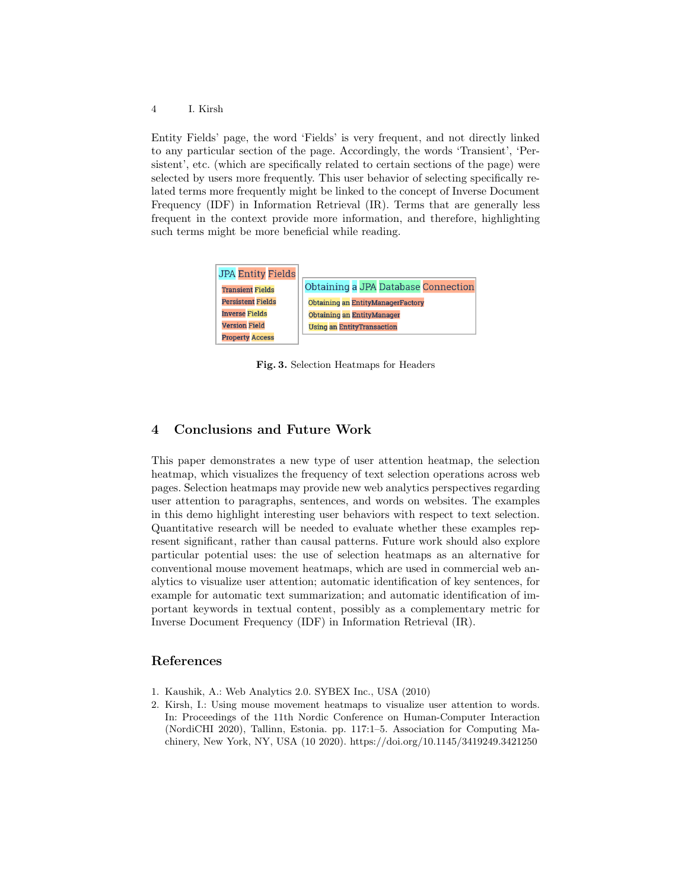Entity Fields' page, the word 'Fields' is very frequent, and not directly linked to any particular section of the page. Accordingly, the words 'Transient', 'Persistent', etc. (which are specifically related to certain sections of the page) were selected by users more frequently. This user behavior of selecting specifically related terms more frequently might be linked to the concept of Inverse Document Frequency (IDF) in Information Retrieval (IR). Terms that are generally less frequent in the context provide more information, and therefore, highlighting such terms might be more beneficial while reading.

JPA Entity Fields

Transient Fields
Persistent Fields
Inverse Fields
Version Field
Property Access

Obtaining a JPA Database Connection

Obtaining an EntityManagerFactory
Obtaining an EntityManager
Using an EntityTransaction

**Fig. 3.** Selection Heatmaps for Headers

## 4 Conclusions and Future Work

This paper demonstrates a new type of user attention heatmap, the selection heatmap, which visualizes the frequency of text selection operations across web pages. Selection heatmaps may provide new web analytics perspectives regarding user attention to paragraphs, sentences, and words on websites. The examples in this demo highlight interesting user behaviors with respect to text selection. Quantitative research will be needed to evaluate whether these examples represent significant, rather than causal patterns. Future work should also explore particular potential uses: the use of selection heatmaps as an alternative for conventional mouse movement heatmaps, which are used in commercial web analytics to visualize user attention; automatic identification of key sentences, for example for automatic text summarization; and automatic identification of important keywords in textual content, possibly as a complementary metric for Inverse Document Frequency (IDF) in Information Retrieval (IR).

## References

1. Kaushik, A.: Web Analytics 2.0. SYBEX Inc., USA (2010)
2. Kirsh, I.: Using mouse movement heatmaps to visualize user attention to words. In: Proceedings of the 11th Nordic Conference on Human-Computer Interaction (NordiCHI 2020), Tallinn, Estonia. pp. 117:1–5. Association for Computing Machinery, New York, NY, USA (10 2020). https://doi.org/10.1145/3419249.3421250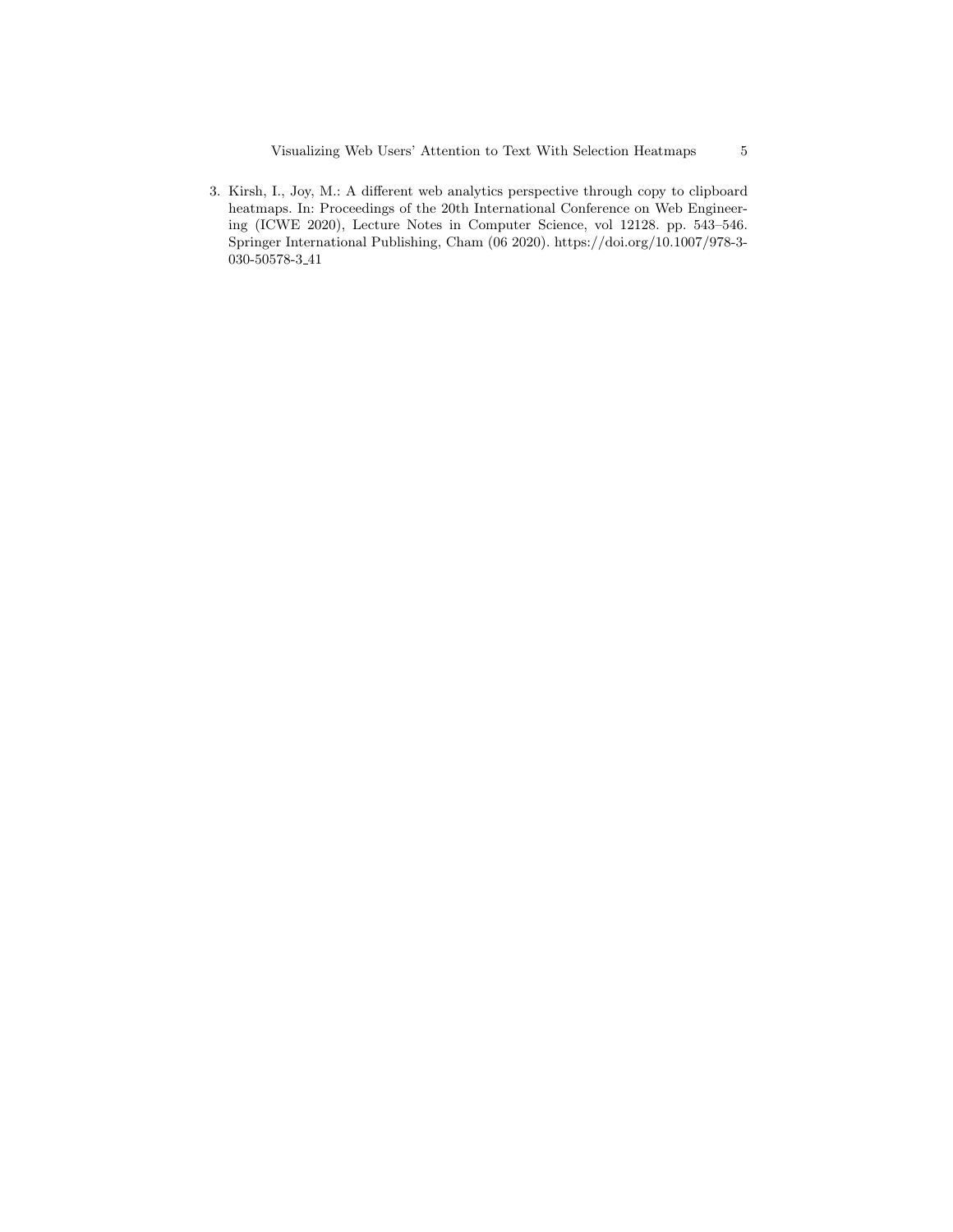3. Kirsh, I., Joy, M.: A different web analytics perspective through copy to clipboard heatmaps. In: Proceedings of the 20th International Conference on Web Engineering (ICWE 2020), Lecture Notes in Computer Science, vol 12128. pp. 543–546. Springer International Publishing, Cham (06 2020). https://doi.org/10.1007/978-3-030-50578-3_41